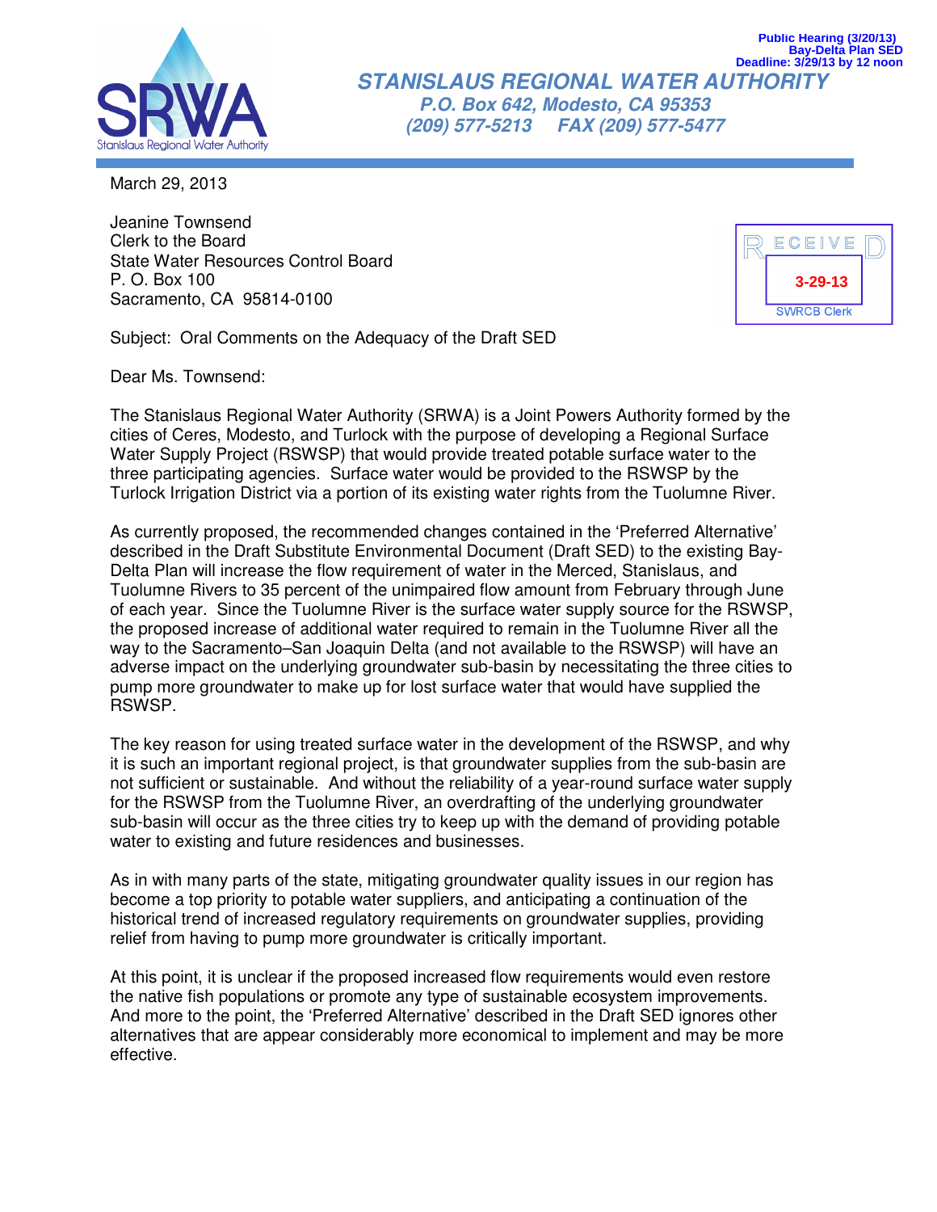Public Hearing (3/20/13)
Bay-Delta Plan SED
Deadline: 3/29/13 by 12 noon

# STANISLAUS REGIONAL WATER AUTHORITY

**P.O. Box 642, Modesto, CA 95353**
**(209) 577-5213 FAX (209) 577-5477**

RECEIVED
3-29-13
SWRCB Clerk

March 29, 2013

Jeanine Townsend
Clerk to the Board
State Water Resources Control Board
P. O. Box 100
Sacramento, CA 95814-0100

Subject: Oral Comments on the Adequacy of the Draft SED

Dear Ms. Townsend:

The Stanislaus Regional Water Authority (SRWA) is a Joint Powers Authority formed by the cities of Ceres, Modesto, and Turlock with the purpose of developing a Regional Surface Water Supply Project (RSWSP) that would provide treated potable surface water to the three participating agencies. Surface water would be provided to the RSWSP by the Turlock Irrigation District via a portion of its existing water rights from the Tuolumne River.

As currently proposed, the recommended changes contained in the 'Preferred Alternative' described in the Draft Substitute Environmental Document (Draft SED) to the existing Bay-Delta Plan will increase the flow requirement of water in the Merced, Stanislaus, and Tuolumne Rivers to 35 percent of the unimpaired flow amount from February through June of each year. Since the Tuolumne River is the surface water supply source for the RSWSP, the proposed increase of additional water required to remain in the Tuolumne River all the way to the Sacramento–San Joaquin Delta (and not available to the RSWSP) will have an adverse impact on the underlying groundwater sub-basin by necessitating the three cities to pump more groundwater to make up for lost surface water that would have supplied the RSWSP.

The key reason for using treated surface water in the development of the RSWSP, and why it is such an important regional project, is that groundwater supplies from the sub-basin are not sufficient or sustainable. And without the reliability of a year-round surface water supply for the RSWSP from the Tuolumne River, an overdrafting of the underlying groundwater sub-basin will occur as the three cities try to keep up with the demand of providing potable water to existing and future residences and businesses.

As in with many parts of the state, mitigating groundwater quality issues in our region has become a top priority to potable water suppliers, and anticipating a continuation of the historical trend of increased regulatory requirements on groundwater supplies, providing relief from having to pump more groundwater is critically important.

At this point, it is unclear if the proposed increased flow requirements would even restore the native fish populations or promote any type of sustainable ecosystem improvements. And more to the point, the 'Preferred Alternative' described in the Draft SED ignores other alternatives that are appear considerably more economical to implement and may be more effective.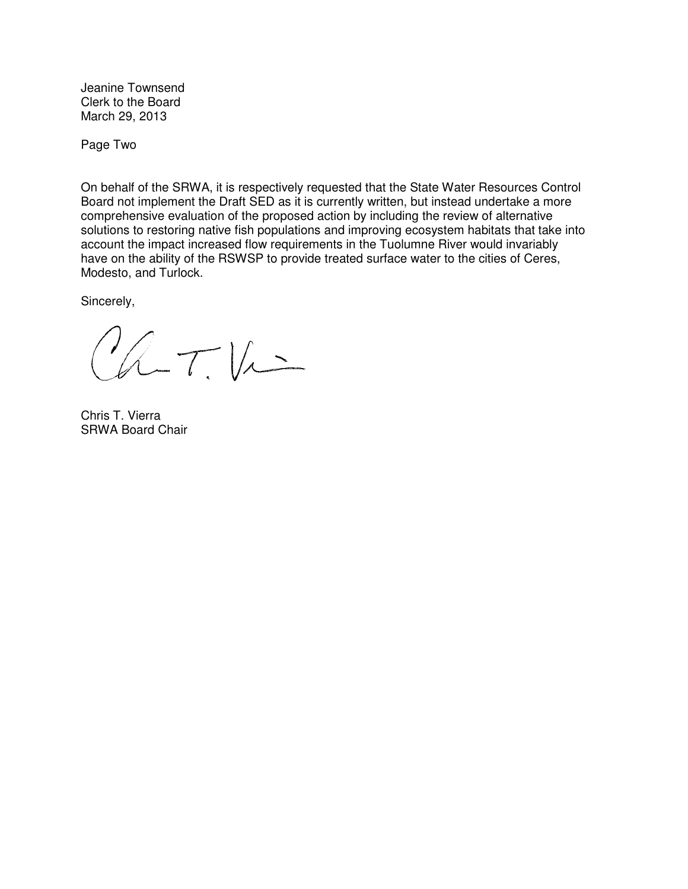Jeanine Townsend
Clerk to the Board
March 29, 2013

Page Two

On behalf of the SRWA, it is respectively requested that the State Water Resources Control Board not implement the Draft SED as it is currently written, but instead undertake a more comprehensive evaluation of the proposed action by including the review of alternative solutions to restoring native fish populations and improving ecosystem habitats that take into account the impact increased flow requirements in the Tuolumne River would invariably have on the ability of the RSWSP to provide treated surface water to the cities of Ceres, Modesto, and Turlock.

Sincerely,

Chris T. Vierra
SRWA Board Chair